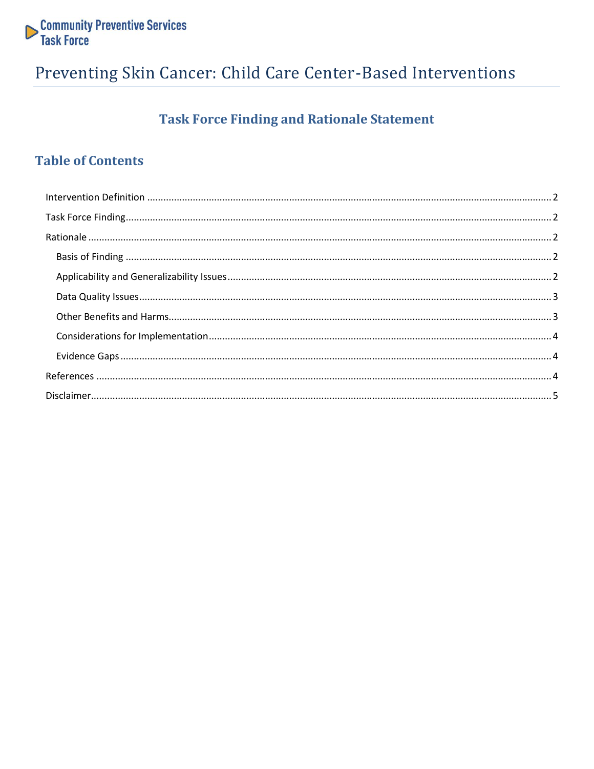Community Preventive Services Task Force

# Preventing Skin Cancer: Child Care Center-Based Interventions

## Task Force Finding and Rationale Statement

## Table of Contents

- Intervention Definition ........ 2
- Task Force Finding ........ 2
- Rationale ........ 2
  - Basis of Finding ........ 2
  - Applicability and Generalizability Issues ........ 2
  - Data Quality Issues ........ 3
  - Other Benefits and Harms ........ 3
  - Considerations for Implementation ........ 4
  - Evidence Gaps ........ 4
- References ........ 4
- Disclaimer ........ 5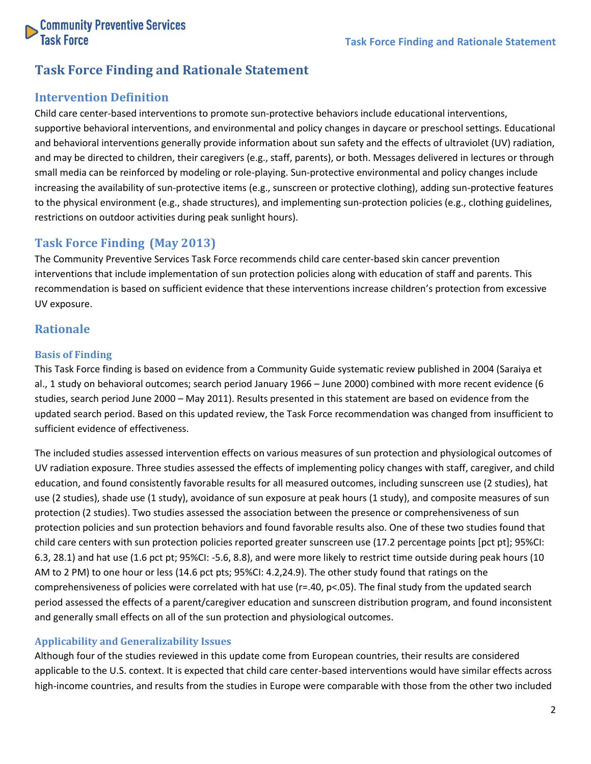# Task Force Finding and Rationale Statement

## Intervention Definition

Child care center-based interventions to promote sun-protective behaviors include educational interventions, supportive behavioral interventions, and environmental and policy changes in daycare or preschool settings. Educational and behavioral interventions generally provide information about sun safety and the effects of ultraviolet (UV) radiation, and may be directed to children, their caregivers (e.g., staff, parents), or both. Messages delivered in lectures or through small media can be reinforced by modeling or role-playing. Sun-protective environmental and policy changes include increasing the availability of sun-protective items (e.g., sunscreen or protective clothing), adding sun-protective features to the physical environment (e.g., shade structures), and implementing sun-protection policies (e.g., clothing guidelines, restrictions on outdoor activities during peak sunlight hours).

## Task Force Finding (May 2013)

The Community Preventive Services Task Force recommends child care center-based skin cancer prevention interventions that include implementation of sun protection policies along with education of staff and parents. This recommendation is based on sufficient evidence that these interventions increase children's protection from excessive UV exposure.

## Rationale

### Basis of Finding

This Task Force finding is based on evidence from a Community Guide systematic review published in 2004 (Saraiya et al., 1 study on behavioral outcomes; search period January 1966 – June 2000) combined with more recent evidence (6 studies, search period June 2000 – May 2011). Results presented in this statement are based on evidence from the updated search period. Based on this updated review, the Task Force recommendation was changed from insufficient to sufficient evidence of effectiveness.

The included studies assessed intervention effects on various measures of sun protection and physiological outcomes of UV radiation exposure. Three studies assessed the effects of implementing policy changes with staff, caregiver, and child education, and found consistently favorable results for all measured outcomes, including sunscreen use (2 studies), hat use (2 studies), shade use (1 study), avoidance of sun exposure at peak hours (1 study), and composite measures of sun protection (2 studies). Two studies assessed the association between the presence or comprehensiveness of sun protection policies and sun protection behaviors and found favorable results also. One of these two studies found that child care centers with sun protection policies reported greater sunscreen use (17.2 percentage points [pct pt]; 95%CI: 6.3, 28.1) and hat use (1.6 pct pt; 95%CI: -5.6, 8.8), and were more likely to restrict time outside during peak hours (10 AM to 2 PM) to one hour or less (14.6 pct pts; 95%CI: 4.2,24.9). The other study found that ratings on the comprehensiveness of policies were correlated with hat use ($r=.40$, $p<.05$). The final study from the updated search period assessed the effects of a parent/caregiver education and sunscreen distribution program, and found inconsistent and generally small effects on all of the sun protection and physiological outcomes.

### Applicability and Generalizability Issues

Although four of the studies reviewed in this update come from European countries, their results are considered applicable to the U.S. context. It is expected that child care center-based interventions would have similar effects across high-income countries, and results from the studies in Europe were comparable with those from the other two included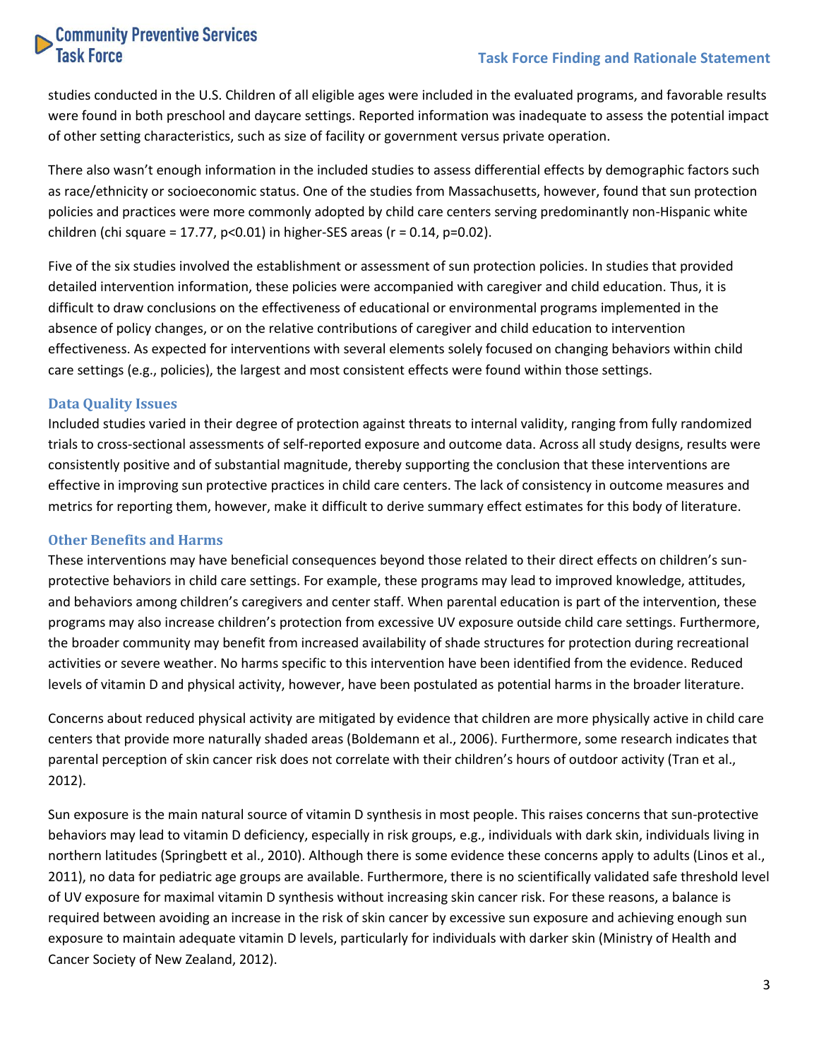studies conducted in the U.S. Children of all eligible ages were included in the evaluated programs, and favorable results were found in both preschool and daycare settings. Reported information was inadequate to assess the potential impact of other setting characteristics, such as size of facility or government versus private operation.

There also wasn't enough information in the included studies to assess differential effects by demographic factors such as race/ethnicity or socioeconomic status. One of the studies from Massachusetts, however, found that sun protection policies and practices were more commonly adopted by child care centers serving predominantly non-Hispanic white children (chi square = 17.77, $p<0.01$) in higher-SES areas ($r = 0.14$, $p=0.02$).

Five of the six studies involved the establishment or assessment of sun protection policies. In studies that provided detailed intervention information, these policies were accompanied with caregiver and child education. Thus, it is difficult to draw conclusions on the effectiveness of educational or environmental programs implemented in the absence of policy changes, or on the relative contributions of caregiver and child education to intervention effectiveness. As expected for interventions with several elements solely focused on changing behaviors within child care settings (e.g., policies), the largest and most consistent effects were found within those settings.

### Data Quality Issues

Included studies varied in their degree of protection against threats to internal validity, ranging from fully randomized trials to cross-sectional assessments of self-reported exposure and outcome data. Across all study designs, results were consistently positive and of substantial magnitude, thereby supporting the conclusion that these interventions are effective in improving sun protective practices in child care centers. The lack of consistency in outcome measures and metrics for reporting them, however, make it difficult to derive summary effect estimates for this body of literature.

### Other Benefits and Harms

These interventions may have beneficial consequences beyond those related to their direct effects on children's sun-protective behaviors in child care settings. For example, these programs may lead to improved knowledge, attitudes, and behaviors among children's caregivers and center staff. When parental education is part of the intervention, these programs may also increase children's protection from excessive UV exposure outside child care settings. Furthermore, the broader community may benefit from increased availability of shade structures for protection during recreational activities or severe weather. No harms specific to this intervention have been identified from the evidence. Reduced levels of vitamin D and physical activity, however, have been postulated as potential harms in the broader literature.

Concerns about reduced physical activity are mitigated by evidence that children are more physically active in child care centers that provide more naturally shaded areas (Boldemann et al., 2006). Furthermore, some research indicates that parental perception of skin cancer risk does not correlate with their children's hours of outdoor activity (Tran et al., 2012).

Sun exposure is the main natural source of vitamin D synthesis in most people. This raises concerns that sun-protective behaviors may lead to vitamin D deficiency, especially in risk groups, e.g., individuals with dark skin, individuals living in northern latitudes (Springbett et al., 2010). Although there is some evidence these concerns apply to adults (Linos et al., 2011), no data for pediatric age groups are available. Furthermore, there is no scientifically validated safe threshold level of UV exposure for maximal vitamin D synthesis without increasing skin cancer risk. For these reasons, a balance is required between avoiding an increase in the risk of skin cancer by excessive sun exposure and achieving enough sun exposure to maintain adequate vitamin D levels, particularly for individuals with darker skin (Ministry of Health and Cancer Society of New Zealand, 2012).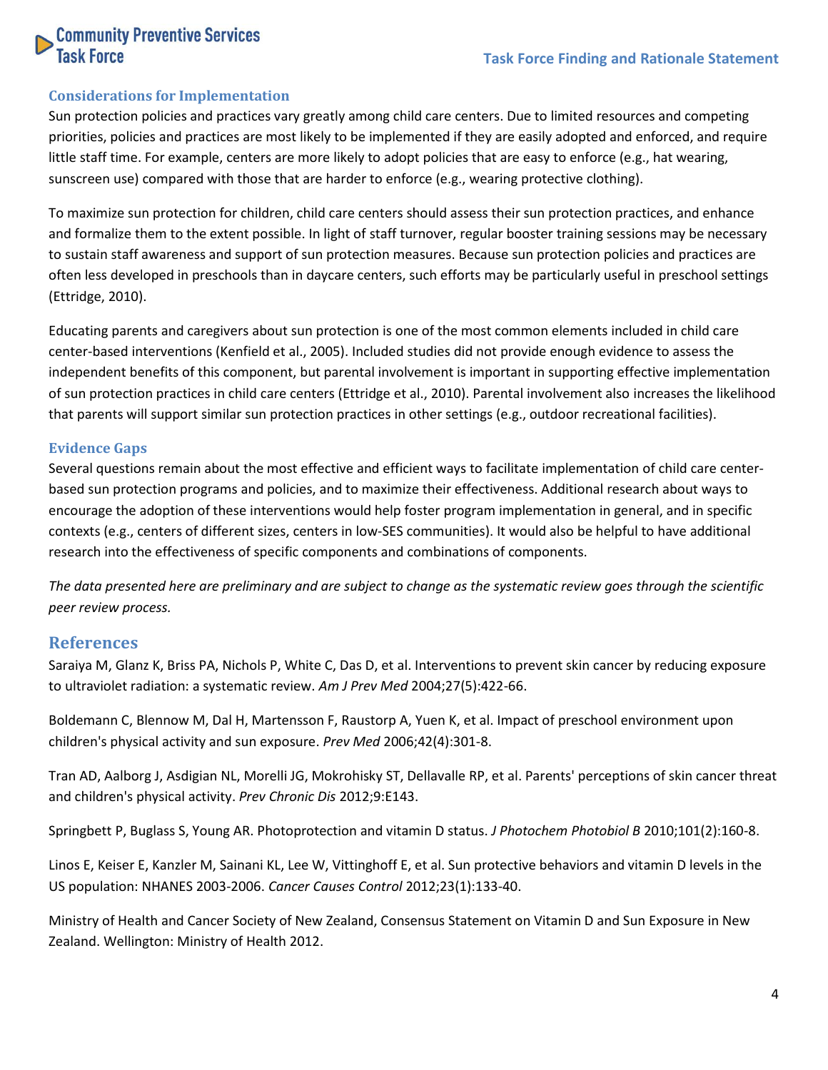### Considerations for Implementation

Sun protection policies and practices vary greatly among child care centers. Due to limited resources and competing priorities, policies and practices are most likely to be implemented if they are easily adopted and enforced, and require little staff time. For example, centers are more likely to adopt policies that are easy to enforce (e.g., hat wearing, sunscreen use) compared with those that are harder to enforce (e.g., wearing protective clothing).

To maximize sun protection for children, child care centers should assess their sun protection practices, and enhance and formalize them to the extent possible. In light of staff turnover, regular booster training sessions may be necessary to sustain staff awareness and support of sun protection measures. Because sun protection policies and practices are often less developed in preschools than in daycare centers, such efforts may be particularly useful in preschool settings (Ettridge, 2010).

Educating parents and caregivers about sun protection is one of the most common elements included in child care center-based interventions (Kenfield et al., 2005). Included studies did not provide enough evidence to assess the independent benefits of this component, but parental involvement is important in supporting effective implementation of sun protection practices in child care centers (Ettridge et al., 2010). Parental involvement also increases the likelihood that parents will support similar sun protection practices in other settings (e.g., outdoor recreational facilities).

### Evidence Gaps

Several questions remain about the most effective and efficient ways to facilitate implementation of child care center-based sun protection programs and policies, and to maximize their effectiveness. Additional research about ways to encourage the adoption of these interventions would help foster program implementation in general, and in specific contexts (e.g., centers of different sizes, centers in low-SES communities). It would also be helpful to have additional research into the effectiveness of specific components and combinations of components.

*The data presented here are preliminary and are subject to change as the systematic review goes through the scientific peer review process.*

## References

Saraiya M, Glanz K, Briss PA, Nichols P, White C, Das D, et al. Interventions to prevent skin cancer by reducing exposure to ultraviolet radiation: a systematic review. *Am J Prev Med* 2004;27(5):422-66.

Boldemann C, Blennow M, Dal H, Martensson F, Raustorp A, Yuen K, et al. Impact of preschool environment upon children's physical activity and sun exposure. *Prev Med* 2006;42(4):301-8.

Tran AD, Aalborg J, Asdigian NL, Morelli JG, Mokrohisky ST, Dellavalle RP, et al. Parents' perceptions of skin cancer threat and children's physical activity. *Prev Chronic Dis* 2012;9:E143.

Springbett P, Buglass S, Young AR. Photoprotection and vitamin D status. *J Photochem Photobiol B* 2010;101(2):160-8.

Linos E, Keiser E, Kanzler M, Sainani KL, Lee W, Vittinghoff E, et al. Sun protective behaviors and vitamin D levels in the US population: NHANES 2003-2006. *Cancer Causes Control* 2012;23(1):133-40.

Ministry of Health and Cancer Society of New Zealand, Consensus Statement on Vitamin D and Sun Exposure in New Zealand. Wellington: Ministry of Health 2012.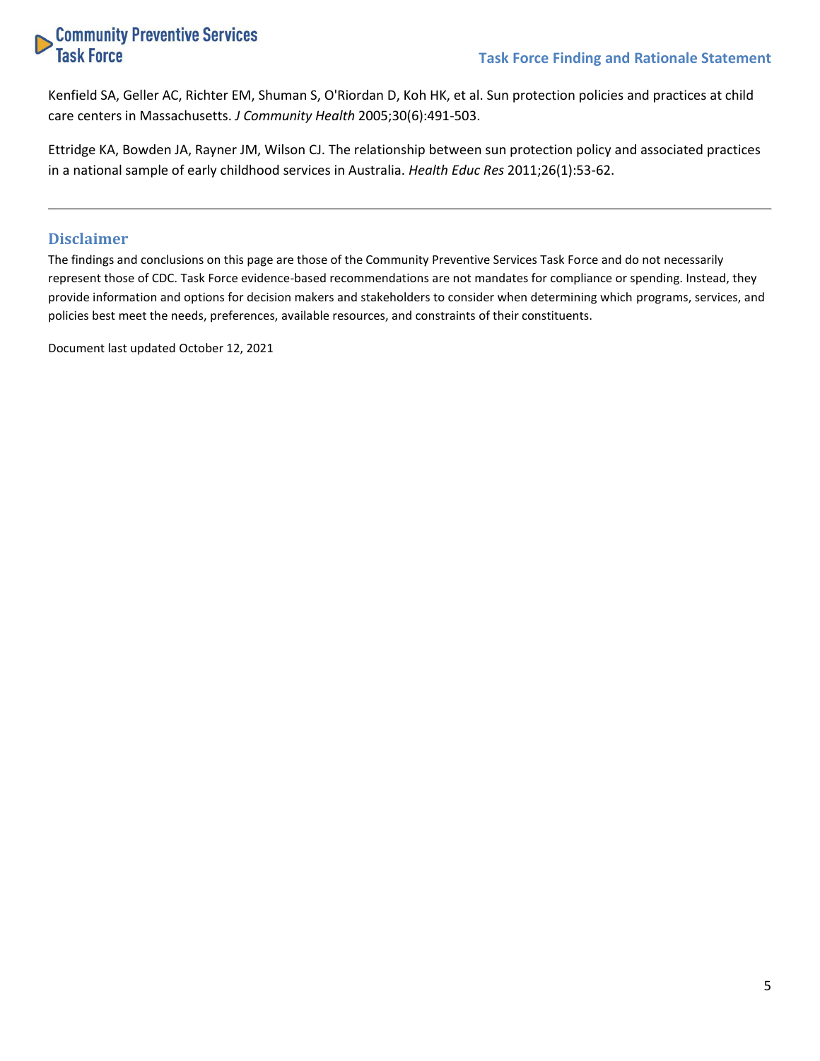Kenfield SA, Geller AC, Richter EM, Shuman S, O'Riordan D, Koh HK, et al. Sun protection policies and practices at child care centers in Massachusetts. *J Community Health* 2005;30(6):491-503.

Ettridge KA, Bowden JA, Rayner JM, Wilson CJ. The relationship between sun protection policy and associated practices in a national sample of early childhood services in Australia. *Health Educ Res* 2011;26(1):53-62.

---

## Disclaimer

The findings and conclusions on this page are those of the Community Preventive Services Task Force and do not necessarily represent those of CDC. Task Force evidence-based recommendations are not mandates for compliance or spending. Instead, they provide information and options for decision makers and stakeholders to consider when determining which programs, services, and policies best meet the needs, preferences, available resources, and constraints of their constituents.

Document last updated October 12, 2021